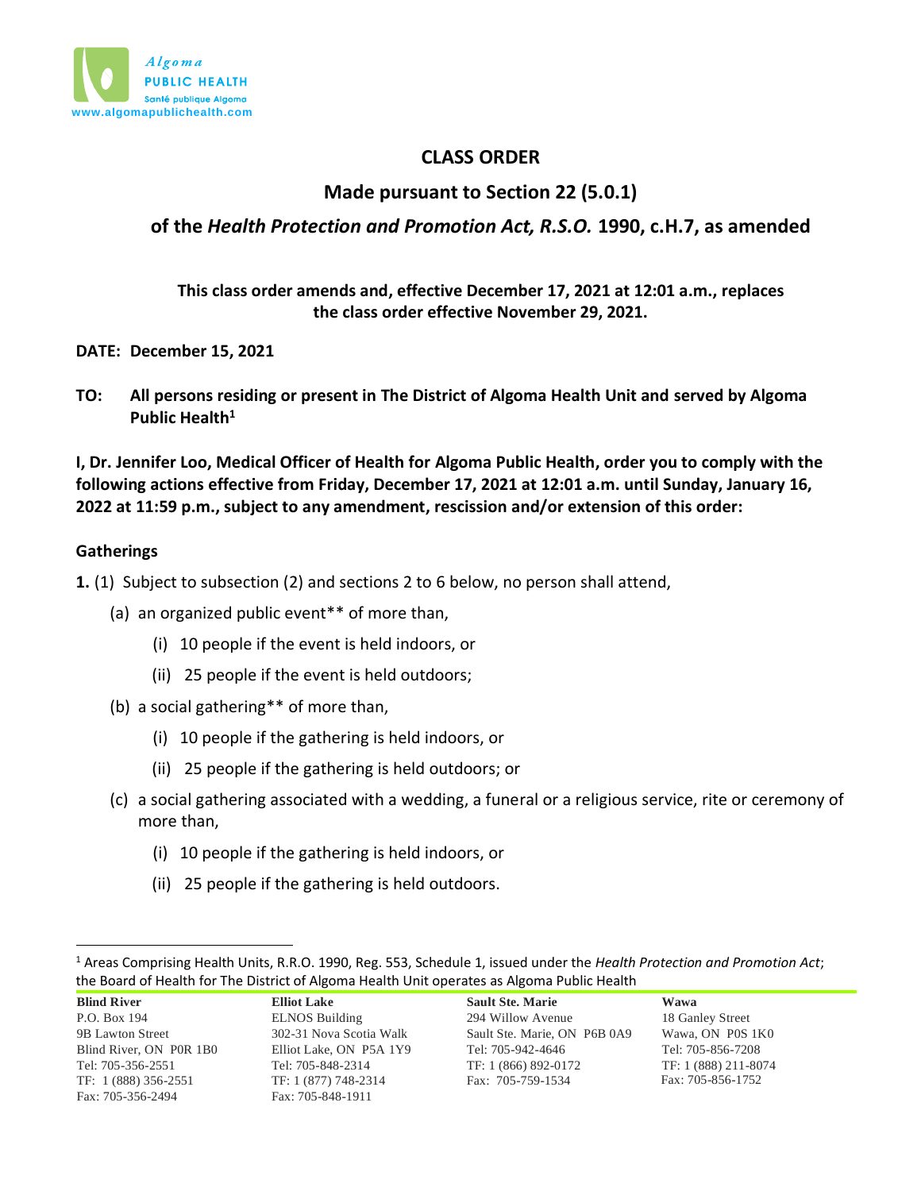Algoma PUBLIC HEALTH
Santé publique Algoma
www.algomapublichealth.com

# CLASS ORDER

## Made pursuant to Section 22 (5.0.1)

## of the *Health Protection and Promotion Act, R.S.O.* 1990, c.H.7, as amended

**This class order amends and, effective December 17, 2021 at 12:01 a.m., replaces the class order effective November 29, 2021.**

**DATE: December 15, 2021**

**TO: All persons residing or present in The District of Algoma Health Unit and served by Algoma Public Health[1]**

**I, Dr. Jennifer Loo, Medical Officer of Health for Algoma Public Health, order you to comply with the following actions effective from Friday, December 17, 2021 at 12:01 a.m. until Sunday, January 16, 2022 at 11:59 p.m., subject to any amendment, rescission and/or extension of this order:**

### Gatherings

**1.** (1) Subject to subsection (2) and sections 2 to 6 below, no person shall attend,

- (a) an organized public event** of more than,
  - (i) 10 people if the event is held indoors, or
  - (ii) 25 people if the event is held outdoors;
- (b) a social gathering** of more than,
  - (i) 10 people if the gathering is held indoors, or
  - (ii) 25 people if the gathering is held outdoors; or
- (c) a social gathering associated with a wedding, a funeral or a religious service, rite or ceremony of more than,
  - (i) 10 people if the gathering is held indoors, or
  - (ii) 25 people if the gathering is held outdoors.

---

[1] Areas Comprising Health Units, R.R.O. 1990, Reg. 553, Schedule 1, issued under the *Health Protection and Promotion Act*; the Board of Health for The District of Algoma Health Unit operates as Algoma Public Health

| Blind River | Elliot Lake | Sault Ste. Marie | Wawa |
| --- | --- | --- | --- |
| P.O. Box 194 | ELNOS Building | 294 Willow Avenue | 18 Ganley Street |
| 9B Lawton Street | 302-31 Nova Scotia Walk | Sault Ste. Marie, ON P6B 0A9 | Wawa, ON P0S 1K0 |
| Blind River, ON P0R 1B0 | Elliot Lake, ON P5A 1Y9 | Tel: 705-942-4646 | Tel: 705-856-7208 |
| Tel: 705-356-2551 | Tel: 705-848-2314 | TF: 1 (866) 892-0172 | TF: 1 (888) 211-8074 |
| TF: 1 (888) 356-2551 | TF: 1 (877) 748-2314 | Fax: 705-759-1534 | Fax: 705-856-1752 |
| Fax: 705-356-2494 | Fax: 705-848-1911 | | |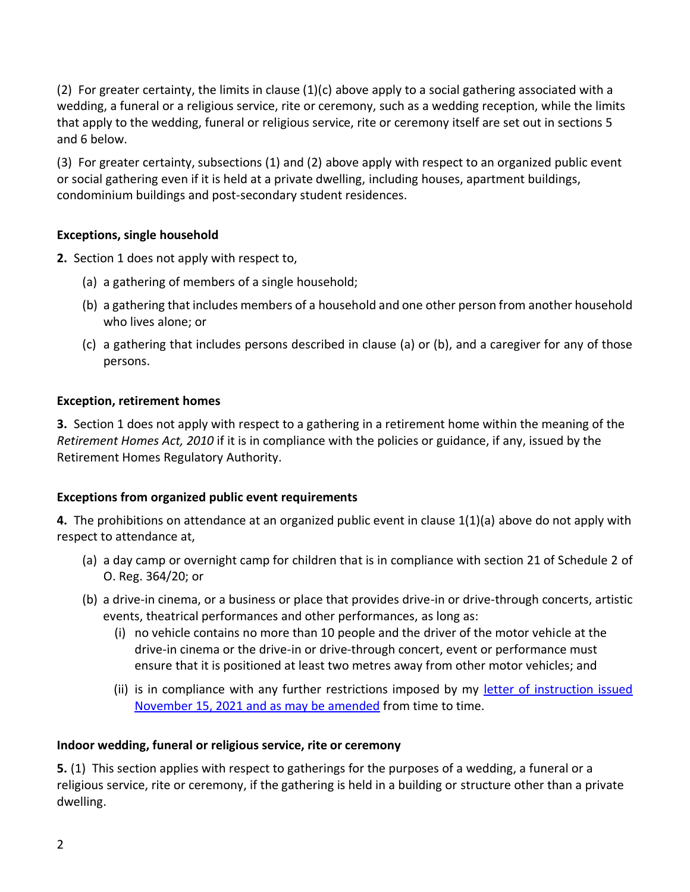(2) For greater certainty, the limits in clause (1)(c) above apply to a social gathering associated with a wedding, a funeral or a religious service, rite or ceremony, such as a wedding reception, while the limits that apply to the wedding, funeral or religious service, rite or ceremony itself are set out in sections 5 and 6 below.

(3) For greater certainty, subsections (1) and (2) above apply with respect to an organized public event or social gathering even if it is held at a private dwelling, including houses, apartment buildings, condominium buildings and post-secondary student residences.

**Exceptions, single household**

**2.** Section 1 does not apply with respect to,

- (a) a gathering of members of a single household;
- (b) a gathering that includes members of a household and one other person from another household who lives alone; or
- (c) a gathering that includes persons described in clause (a) or (b), and a caregiver for any of those persons.

**Exception, retirement homes**

**3.** Section 1 does not apply with respect to a gathering in a retirement home within the meaning of the *Retirement Homes Act, 2010* if it is in compliance with the policies or guidance, if any, issued by the Retirement Homes Regulatory Authority.

**Exceptions from organized public event requirements**

**4.** The prohibitions on attendance at an organized public event in clause 1(1)(a) above do not apply with respect to attendance at,

- (a) a day camp or overnight camp for children that is in compliance with section 21 of Schedule 2 of O. Reg. 364/20; or
- (b) a drive-in cinema, or a business or place that provides drive-in or drive-through concerts, artistic events, theatrical performances and other performances, as long as:
  - (i) no vehicle contains no more than 10 people and the driver of the motor vehicle at the drive-in cinema or the drive-in or drive-through concert, event or performance must ensure that it is positioned at least two metres away from other motor vehicles; and
  - (ii) is in compliance with any further restrictions imposed by my letter of instruction issued November 15, 2021 and as may be amended from time to time.

**Indoor wedding, funeral or religious service, rite or ceremony**

**5.** (1) This section applies with respect to gatherings for the purposes of a wedding, a funeral or a religious service, rite or ceremony, if the gathering is held in a building or structure other than a private dwelling.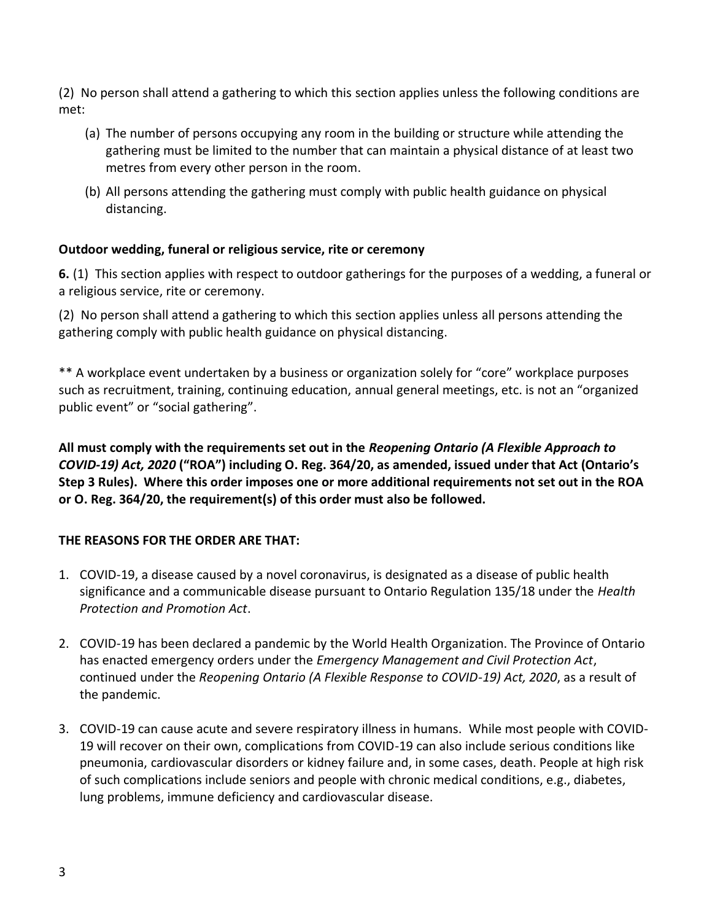(2) No person shall attend a gathering to which this section applies unless the following conditions are met:

(a) The number of persons occupying any room in the building or structure while attending the gathering must be limited to the number that can maintain a physical distance of at least two metres from every other person in the room.

(b) All persons attending the gathering must comply with public health guidance on physical distancing.

**Outdoor wedding, funeral or religious service, rite or ceremony**

**6.** (1) This section applies with respect to outdoor gatherings for the purposes of a wedding, a funeral or a religious service, rite or ceremony.

(2) No person shall attend a gathering to which this section applies unless all persons attending the gathering comply with public health guidance on physical distancing.

** A workplace event undertaken by a business or organization solely for "core" workplace purposes such as recruitment, training, continuing education, annual general meetings, etc. is not an "organized public event" or "social gathering".

**All must comply with the requirements set out in the *Reopening Ontario (A Flexible Approach to COVID-19) Act, 2020* ("ROA") including O. Reg. 364/20, as amended, issued under that Act (Ontario's Step 3 Rules). Where this order imposes one or more additional requirements not set out in the ROA or O. Reg. 364/20, the requirement(s) of this order must also be followed.**

**THE REASONS FOR THE ORDER ARE THAT:**

1. COVID-19, a disease caused by a novel coronavirus, is designated as a disease of public health significance and a communicable disease pursuant to Ontario Regulation 135/18 under the *Health Protection and Promotion Act*.

2. COVID-19 has been declared a pandemic by the World Health Organization. The Province of Ontario has enacted emergency orders under the *Emergency Management and Civil Protection Act*, continued under the *Reopening Ontario (A Flexible Response to COVID-19) Act, 2020*, as a result of the pandemic.

3. COVID-19 can cause acute and severe respiratory illness in humans. While most people with COVID-19 will recover on their own, complications from COVID-19 can also include serious conditions like pneumonia, cardiovascular disorders or kidney failure and, in some cases, death. People at high risk of such complications include seniors and people with chronic medical conditions, e.g., diabetes, lung problems, immune deficiency and cardiovascular disease.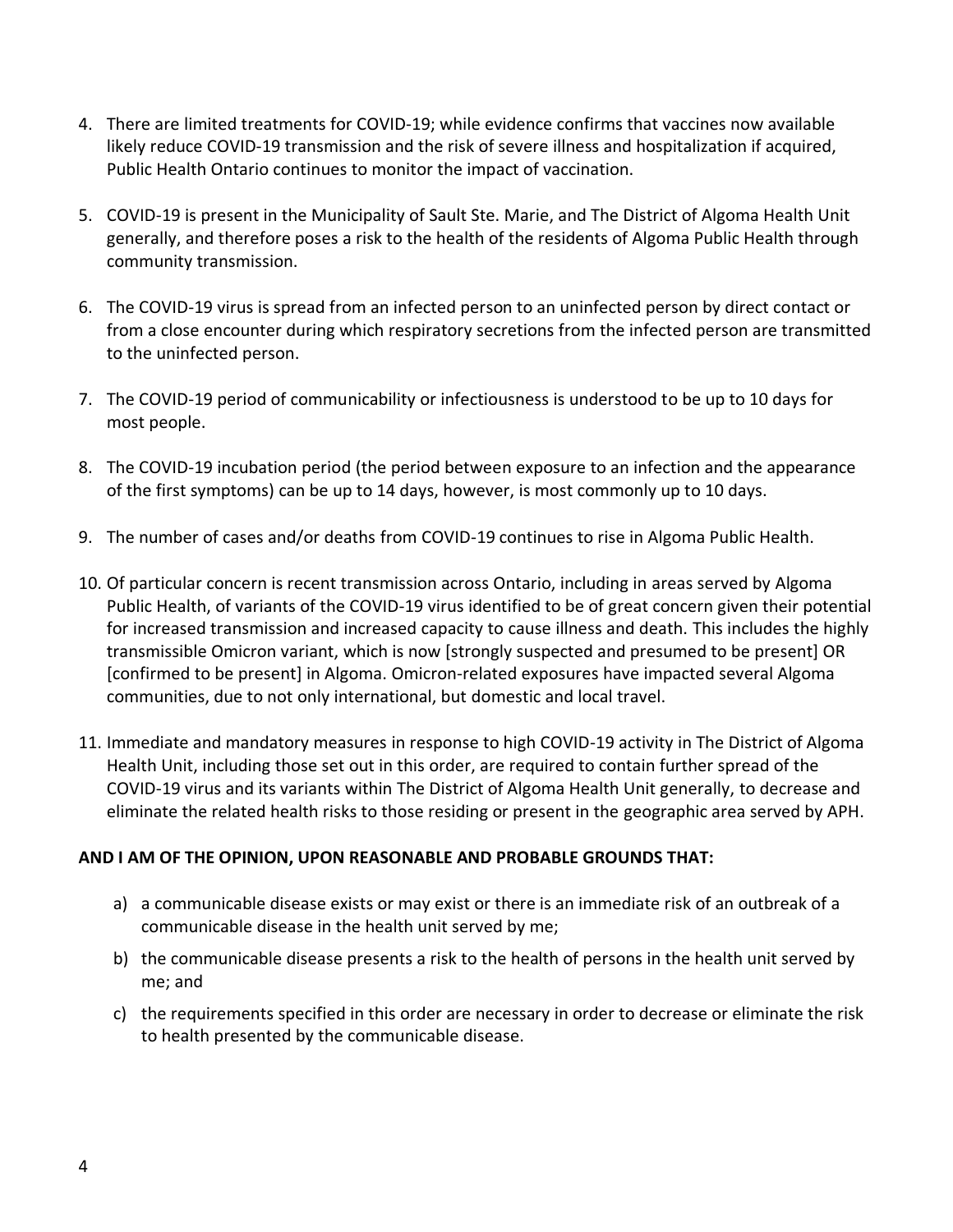4. There are limited treatments for COVID-19; while evidence confirms that vaccines now available likely reduce COVID-19 transmission and the risk of severe illness and hospitalization if acquired, Public Health Ontario continues to monitor the impact of vaccination.

5. COVID-19 is present in the Municipality of Sault Ste. Marie, and The District of Algoma Health Unit generally, and therefore poses a risk to the health of the residents of Algoma Public Health through community transmission.

6. The COVID-19 virus is spread from an infected person to an uninfected person by direct contact or from a close encounter during which respiratory secretions from the infected person are transmitted to the uninfected person.

7. The COVID-19 period of communicability or infectiousness is understood to be up to 10 days for most people.

8. The COVID-19 incubation period (the period between exposure to an infection and the appearance of the first symptoms) can be up to 14 days, however, is most commonly up to 10 days.

9. The number of cases and/or deaths from COVID-19 continues to rise in Algoma Public Health.

10. Of particular concern is recent transmission across Ontario, including in areas served by Algoma Public Health, of variants of the COVID-19 virus identified to be of great concern given their potential for increased transmission and increased capacity to cause illness and death. This includes the highly transmissible Omicron variant, which is now [strongly suspected and presumed to be present] OR [confirmed to be present] in Algoma. Omicron-related exposures have impacted several Algoma communities, due to not only international, but domestic and local travel.

11. Immediate and mandatory measures in response to high COVID-19 activity in The District of Algoma Health Unit, including those set out in this order, are required to contain further spread of the COVID-19 virus and its variants within The District of Algoma Health Unit generally, to decrease and eliminate the related health risks to those residing or present in the geographic area served by APH.

**AND I AM OF THE OPINION, UPON REASONABLE AND PROBABLE GROUNDS THAT:**

a) a communicable disease exists or may exist or there is an immediate risk of an outbreak of a communicable disease in the health unit served by me;

b) the communicable disease presents a risk to the health of persons in the health unit served by me; and

c) the requirements specified in this order are necessary in order to decrease or eliminate the risk to health presented by the communicable disease.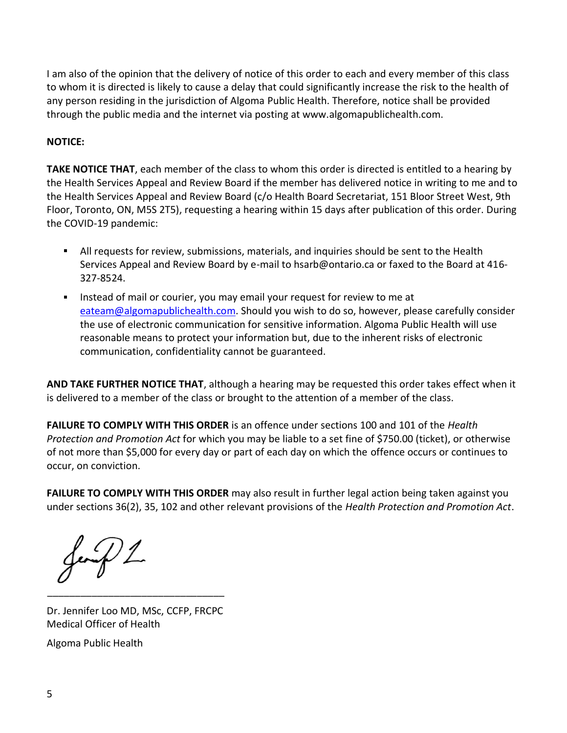I am also of the opinion that the delivery of notice of this order to each and every member of this class to whom it is directed is likely to cause a delay that could significantly increase the risk to the health of any person residing in the jurisdiction of Algoma Public Health. Therefore, notice shall be provided through the public media and the internet via posting at www.algomapublichealth.com.

**NOTICE:**

**TAKE NOTICE THAT**, each member of the class to whom this order is directed is entitled to a hearing by the Health Services Appeal and Review Board if the member has delivered notice in writing to me and to the Health Services Appeal and Review Board (c/o Health Board Secretariat, 151 Bloor Street West, 9th Floor, Toronto, ON, M5S 2T5), requesting a hearing within 15 days after publication of this order. During the COVID-19 pandemic:

- All requests for review, submissions, materials, and inquiries should be sent to the Health Services Appeal and Review Board by e-mail to hsarb@ontario.ca or faxed to the Board at 416-327-8524.
- Instead of mail or courier, you may email your request for review to me at eateam@algomapublichealth.com. Should you wish to do so, however, please carefully consider the use of electronic communication for sensitive information. Algoma Public Health will use reasonable means to protect your information but, due to the inherent risks of electronic communication, confidentiality cannot be guaranteed.

**AND TAKE FURTHER NOTICE THAT**, although a hearing may be requested this order takes effect when it is delivered to a member of the class or brought to the attention of a member of the class.

**FAILURE TO COMPLY WITH THIS ORDER** is an offence under sections 100 and 101 of the *Health Protection and Promotion Act* for which you may be liable to a set fine of $750.00 (ticket), or otherwise of not more than $5,000 for every day or part of each day on which the offence occurs or continues to occur, on conviction.

**FAILURE TO COMPLY WITH THIS ORDER** may also result in further legal action being taken against you under sections 36(2), 35, 102 and other relevant provisions of the *Health Protection and Promotion Act*.

\_\_\_\_\_\_\_\_\_\_\_\_\_\_\_\_\_\_\_\_\_\_\_\_\_\_\_\_\_\_\_\_

Dr. Jennifer Loo MD, MSc, CCFP, FRCPC
Medical Officer of Health

Algoma Public Health